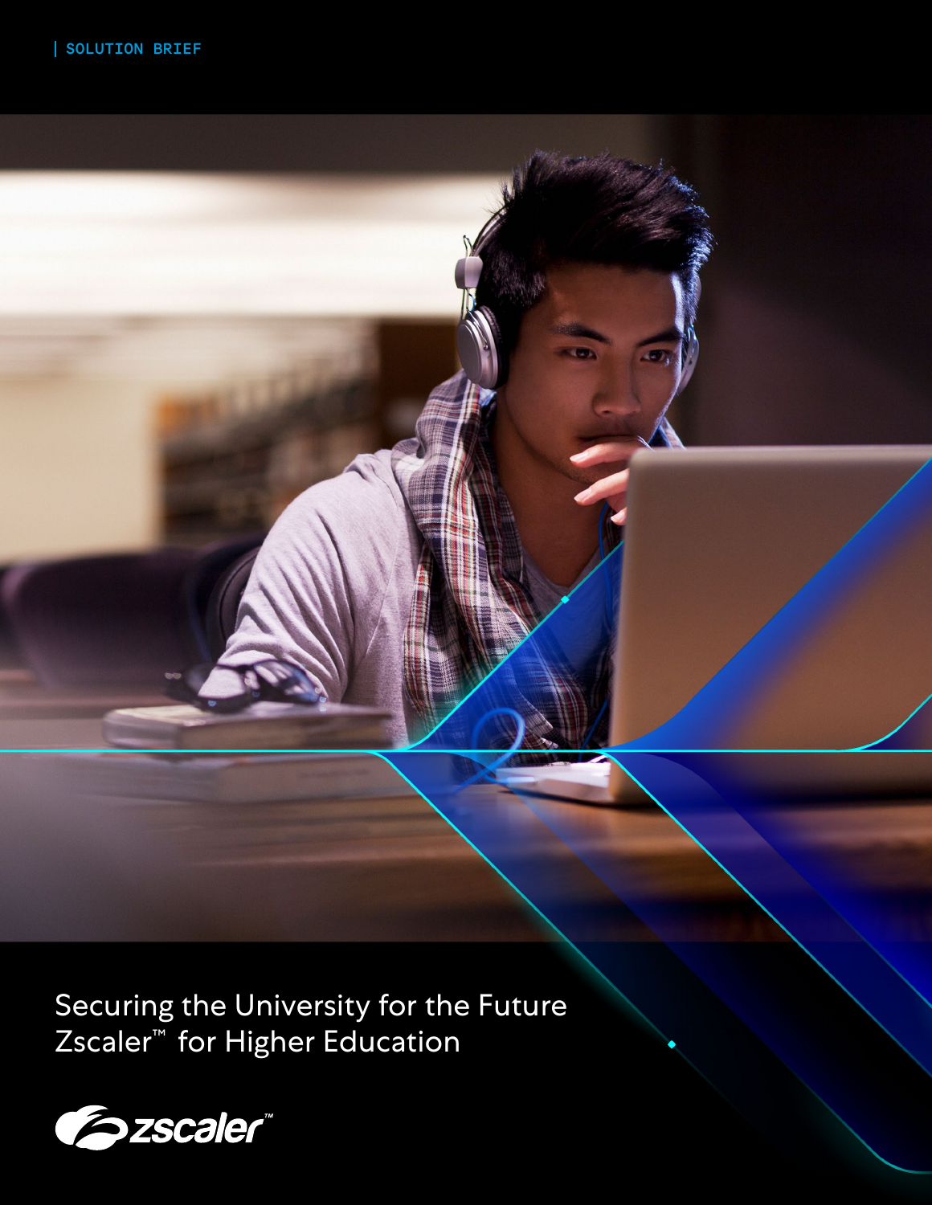SOLUTION BRIEF

# Securing the University for the Future Zscaler™ for Higher Education

zscaler™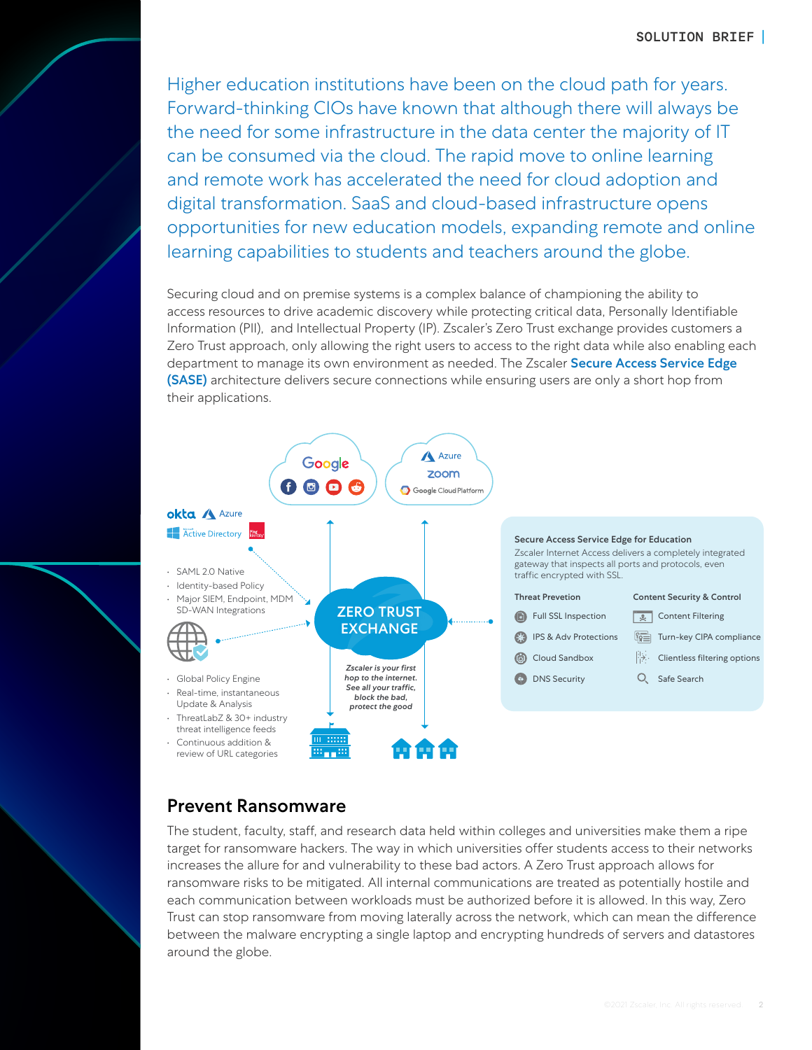Higher education institutions have been on the cloud path for years. Forward-thinking CIOs have known that although there will always be the need for some infrastructure in the data center the majority of IT can be consumed via the cloud. The rapid move to online learning and remote work has accelerated the need for cloud adoption and digital transformation. SaaS and cloud-based infrastructure opens opportunities for new education models, expanding remote and online learning capabilities to students and teachers around the globe.

Securing cloud and on premise systems is a complex balance of championing the ability to access resources to drive academic discovery while protecting critical data, Personally Identifiable Information (PII), and Intellectual Property (IP). Zscaler's Zero Trust exchange provides customers a Zero Trust approach, only allowing the right users to access to the right data while also enabling each department to manage its own environment as needed. The Zscaler **Secure Access Service Edge (SASE)** architecture delivers secure connections while ensuring users are only a short hop from their applications.

- SAML 2.0 Native
- Identity-based Policy
- Major SIEM, Endpoint, MDM SD-WAN Integrations

ZERO TRUST EXCHANGE

*Zscaler is your first hop to the internet. See all your traffic, block the bad, protect the good*

- Global Policy Engine
- Real-time, instantaneous Update & Analysis
- ThreatLabZ & 30+ industry threat intelligence feeds
- Continuous addition & review of URL categories

**Secure Access Service Edge for Education**

Zscaler Internet Access delivers a completely integrated gateway that inspects all ports and protocols, even traffic encrypted with SSL.

| Threat Prevetion | Content Security & Control |
| --- | --- |
| Full SSL Inspection | Content Filtering |
| IPS & Adv Protections | Turn-key CIPA compliance |
| Cloud Sandbox | Clientless filtering options |
| DNS Security | Safe Search |

## Prevent Ransomware

The student, faculty, staff, and research data held within colleges and universities make them a ripe target for ransomware hackers. The way in which universities offer students access to their networks increases the allure for and vulnerability to these bad actors. A Zero Trust approach allows for ransomware risks to be mitigated. All internal communications are treated as potentially hostile and each communication between workloads must be authorized before it is allowed. In this way, Zero Trust can stop ransomware from moving laterally across the network, which can mean the difference between the malware encrypting a single laptop and encrypting hundreds of servers and datastores around the globe.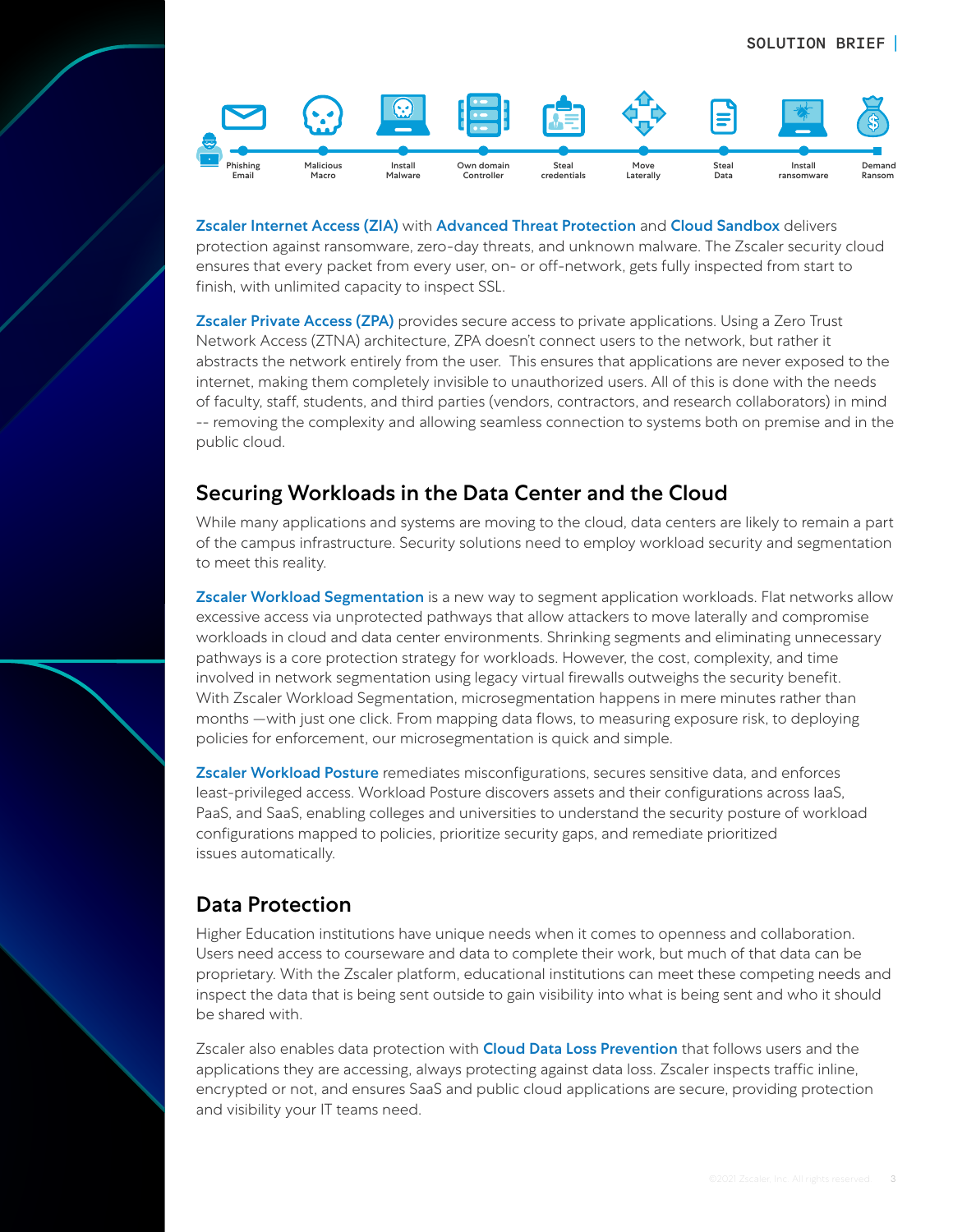Phishing Email → Malicious Macro → Install Malware → Own domain Controller → Steal credentials → Move Laterally → Steal Data → Install ransomware → Demand Ransom

**Zscaler Internet Access (ZIA)** with **Advanced Threat Protection** and **Cloud Sandbox** delivers protection against ransomware, zero-day threats, and unknown malware. The Zscaler security cloud ensures that every packet from every user, on- or off-network, gets fully inspected from start to finish, with unlimited capacity to inspect SSL.

**Zscaler Private Access (ZPA)** provides secure access to private applications. Using a Zero Trust Network Access (ZTNA) architecture, ZPA doesn't connect users to the network, but rather it abstracts the network entirely from the user. This ensures that applications are never exposed to the internet, making them completely invisible to unauthorized users. All of this is done with the needs of faculty, staff, students, and third parties (vendors, contractors, and research collaborators) in mind -- removing the complexity and allowing seamless connection to systems both on premise and in the public cloud.

## Securing Workloads in the Data Center and the Cloud

While many applications and systems are moving to the cloud, data centers are likely to remain a part of the campus infrastructure. Security solutions need to employ workload security and segmentation to meet this reality.

**Zscaler Workload Segmentation** is a new way to segment application workloads. Flat networks allow excessive access via unprotected pathways that allow attackers to move laterally and compromise workloads in cloud and data center environments. Shrinking segments and eliminating unnecessary pathways is a core protection strategy for workloads. However, the cost, complexity, and time involved in network segmentation using legacy virtual firewalls outweighs the security benefit. With Zscaler Workload Segmentation, microsegmentation happens in mere minutes rather than months —with just one click. From mapping data flows, to measuring exposure risk, to deploying policies for enforcement, our microsegmentation is quick and simple.

**Zscaler Workload Posture** remediates misconfigurations, secures sensitive data, and enforces least-privileged access. Workload Posture discovers assets and their configurations across IaaS, PaaS, and SaaS, enabling colleges and universities to understand the security posture of workload configurations mapped to policies, prioritize security gaps, and remediate prioritized issues automatically.

## Data Protection

Higher Education institutions have unique needs when it comes to openness and collaboration. Users need access to courseware and data to complete their work, but much of that data can be proprietary. With the Zscaler platform, educational institutions can meet these competing needs and inspect the data that is being sent outside to gain visibility into what is being sent and who it should be shared with.

Zscaler also enables data protection with **Cloud Data Loss Prevention** that follows users and the applications they are accessing, always protecting against data loss. Zscaler inspects traffic inline, encrypted or not, and ensures SaaS and public cloud applications are secure, providing protection and visibility your IT teams need.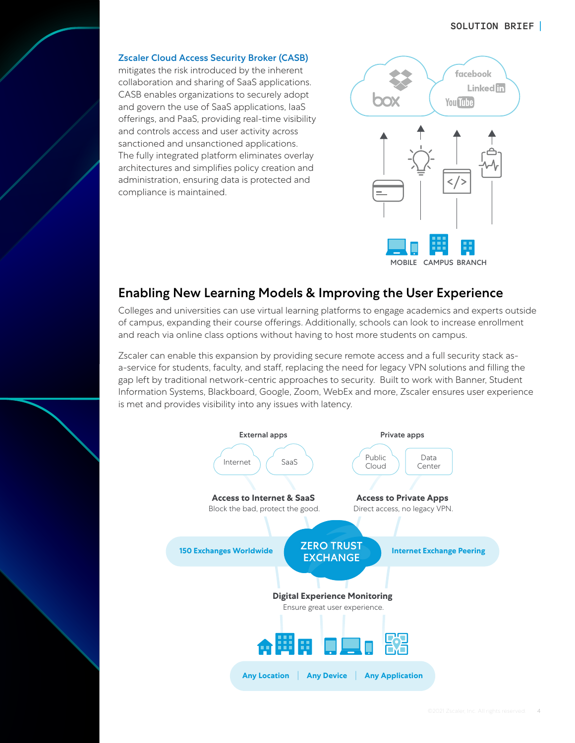**Zscaler Cloud Access Security Broker (CASB)** mitigates the risk introduced by the inherent collaboration and sharing of SaaS applications. CASB enables organizations to securely adopt and govern the use of SaaS applications, IaaS offerings, and PaaS, providing real-time visibility and controls access and user activity across sanctioned and unsanctioned applications. The fully integrated platform eliminates overlay architectures and simplifies policy creation and administration, ensuring data is protected and compliance is maintained.

MOBILE CAMPUS BRANCH

## Enabling New Learning Models & Improving the User Experience

Colleges and universities can use virtual learning platforms to engage academics and experts outside of campus, expanding their course offerings. Additionally, schools can look to increase enrollment and reach via online class options without having to host more students on campus.

Zscaler can enable this expansion by providing secure remote access and a full security stack as-a-service for students, faculty, and staff, replacing the need for legacy VPN solutions and filling the gap left by traditional network-centric approaches to security. Built to work with Banner, Student Information Systems, Blackboard, Google, Zoom, WebEx and more, Zscaler ensures user experience is met and provides visibility into any issues with latency.

External apps: Internet, SaaS

Private apps: Public Cloud, Data Center

**Access to Internet & SaaS**
Block the bad, protect the good.

**Access to Private Apps**
Direct access, no legacy VPN.

**150 Exchanges Worldwide** | **ZERO TRUST EXCHANGE** | **Internet Exchange Peering**

**Digital Experience Monitoring**
Ensure great user experience.

**Any Location** | **Any Device** | **Any Application**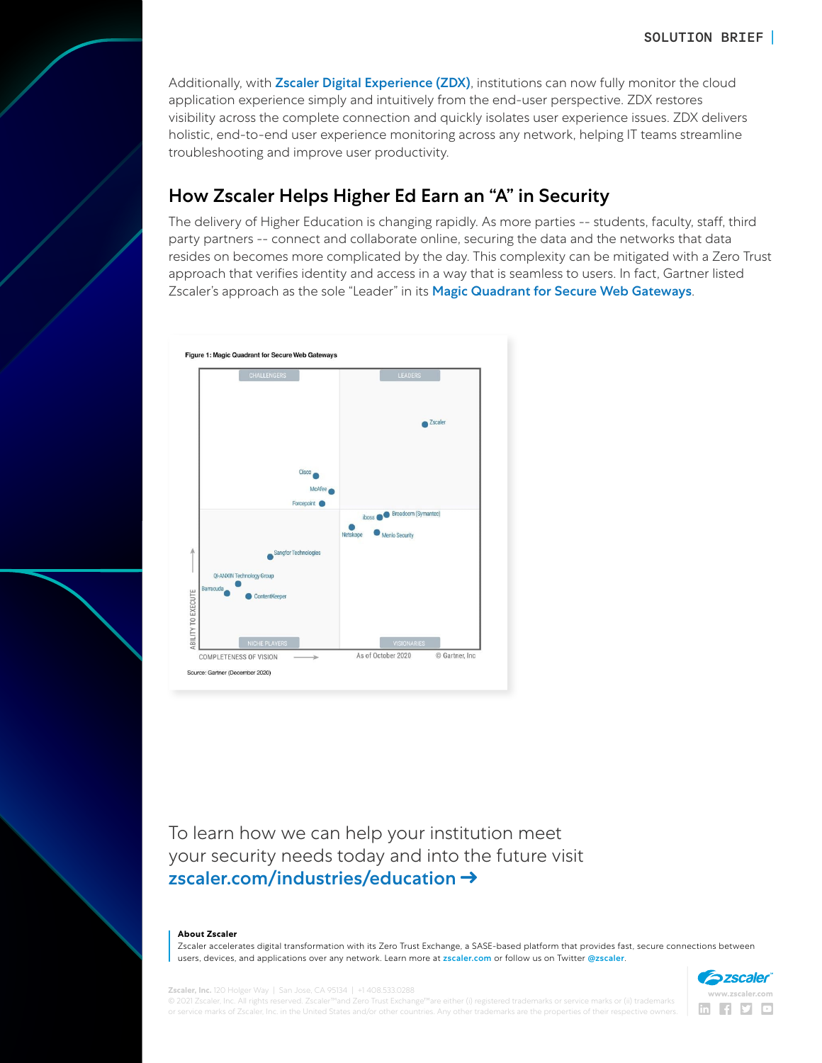Additionally, with **Zscaler Digital Experience (ZDX)**, institutions can now fully monitor the cloud application experience simply and intuitively from the end-user perspective. ZDX restores visibility across the complete connection and quickly isolates user experience issues. ZDX delivers holistic, end-to-end user experience monitoring across any network, helping IT teams streamline troubleshooting and improve user productivity.

## How Zscaler Helps Higher Ed Earn an "A" in Security

The delivery of Higher Education is changing rapidly. As more parties -- students, faculty, staff, third party partners -- connect and collaborate online, securing the data and the networks that data resides on becomes more complicated by the day. This complexity can be mitigated with a Zero Trust approach that verifies identity and access in a way that is seamless to users. In fact, Gartner listed Zscaler's approach as the sole "Leader" in its **Magic Quadrant for Secure Web Gateways**.

Figure 1: Magic Quadrant for Secure Web Gateways

CHALLENGERS
LEADERS
Zscaler
Cisco
McAfee
Forcepoint
iboss
Broadcom (Symantec)
Netskope
Menlo Security
Sangfor Technologies
Qi-ANXIN Technology Group
Barracuda
ContentKeeper
NICHE PLAYERS
VISIONARIES
ABILITY TO EXECUTE
COMPLETENESS OF VISION
As of October 2020
© Gartner, Inc

Source: Gartner (December 2020)

To learn how we can help your institution meet your security needs today and into the future visit **zscaler.com/industries/education →**

**About Zscaler**

Zscaler accelerates digital transformation with its Zero Trust Exchange, a SASE-based platform that provides fast, secure connections between users, devices, and applications over any network. Learn more at **zscaler.com** or follow us on Twitter **@zscaler**.

**Zscaler, Inc.** 120 Holger Way | San Jose, CA 95134 | +1 408.533.0288
© 2021 Zscaler, Inc. All rights reserved. Zscaler™and Zero Trust Exchange™are either (i) registered trademarks or service marks or (ii) trademarks or service marks of Zscaler, Inc. in the United States and/or other countries. Any other trademarks are the properties of their respective owners.

www.zscaler.com